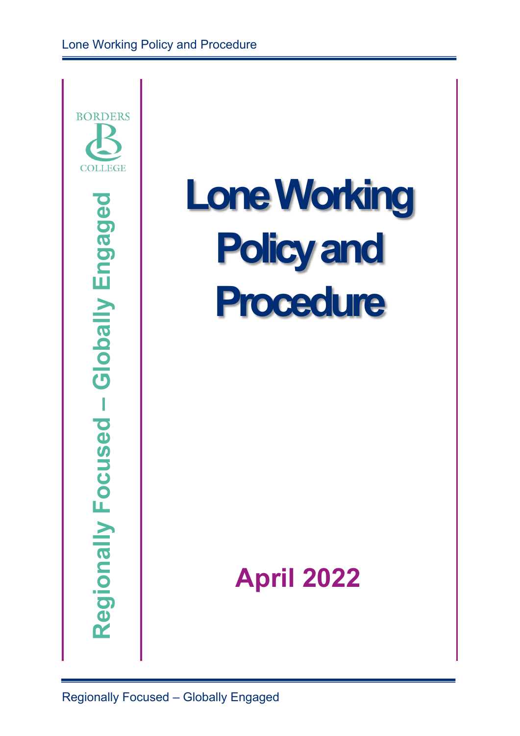BORDERS COLLEGE

Regionally Focused – Globally Engaged

# Lone Working Policy and Procedure

**April 2022**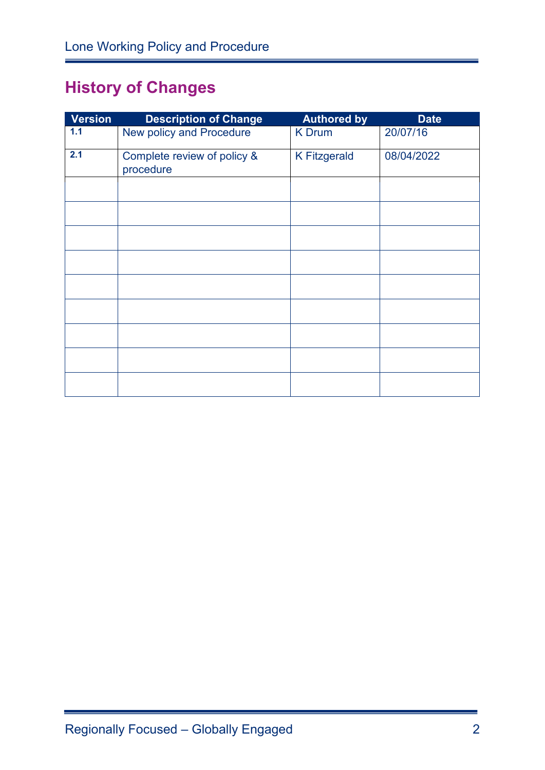## History of Changes

| Version | Description of Change | Authored by | Date |
|---|---|---|---|
| 1.1 | New policy and Procedure | K Drum | 20/07/16 |
| 2.1 | Complete review of policy & procedure | K Fitzgerald | 08/04/2022 |
| | | | |
| | | | |
| | | | |
| | | | |
| | | | |
| | | | |
| | | | |
| | | | |
| | | | |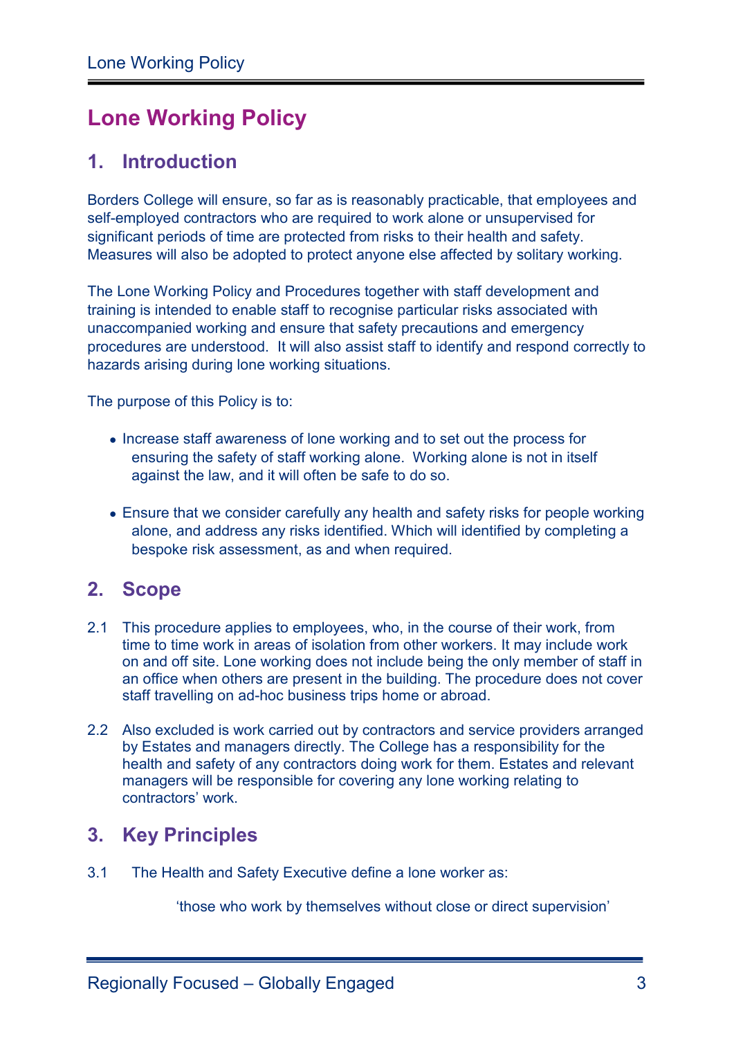# Lone Working Policy

## 1. Introduction

Borders College will ensure, so far as is reasonably practicable, that employees and self-employed contractors who are required to work alone or unsupervised for significant periods of time are protected from risks to their health and safety. Measures will also be adopted to protect anyone else affected by solitary working.

The Lone Working Policy and Procedures together with staff development and training is intended to enable staff to recognise particular risks associated with unaccompanied working and ensure that safety precautions and emergency procedures are understood. It will also assist staff to identify and respond correctly to hazards arising during lone working situations.

The purpose of this Policy is to:

- Increase staff awareness of lone working and to set out the process for ensuring the safety of staff working alone. Working alone is not in itself against the law, and it will often be safe to do so.

- Ensure that we consider carefully any health and safety risks for people working alone, and address any risks identified. Which will identified by completing a bespoke risk assessment, as and when required.

## 2. Scope

2.1 This procedure applies to employees, who, in the course of their work, from time to time work in areas of isolation from other workers. It may include work on and off site. Lone working does not include being the only member of staff in an office when others are present in the building. The procedure does not cover staff travelling on ad-hoc business trips home or abroad.

2.2 Also excluded is work carried out by contractors and service providers arranged by Estates and managers directly. The College has a responsibility for the health and safety of any contractors doing work for them. Estates and relevant managers will be responsible for covering any lone working relating to contractors' work.

## 3. Key Principles

3.1 The Health and Safety Executive define a lone worker as:

> 'those who work by themselves without close or direct supervision'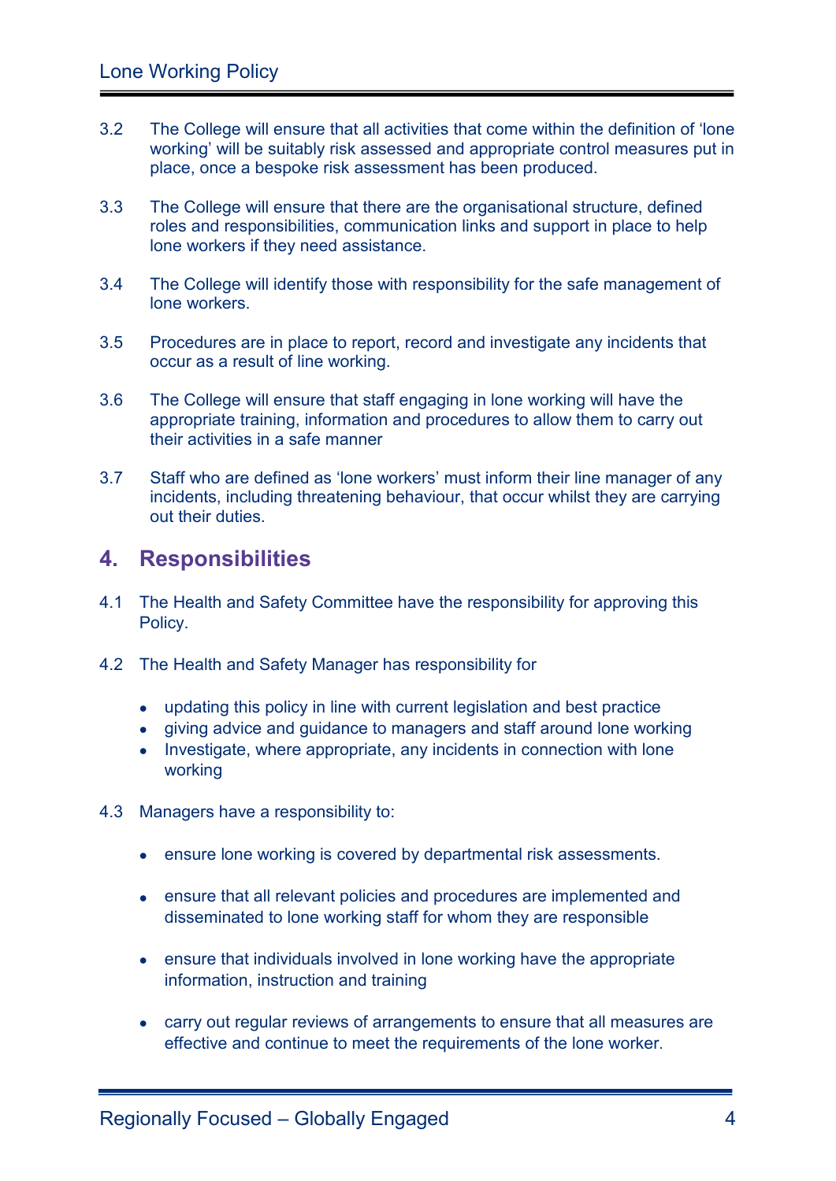3.2 The College will ensure that all activities that come within the definition of 'lone working' will be suitably risk assessed and appropriate control measures put in place, once a bespoke risk assessment has been produced.

3.3 The College will ensure that there are the organisational structure, defined roles and responsibilities, communication links and support in place to help lone workers if they need assistance.

3.4 The College will identify those with responsibility for the safe management of lone workers.

3.5 Procedures are in place to report, record and investigate any incidents that occur as a result of line working.

3.6 The College will ensure that staff engaging in lone working will have the appropriate training, information and procedures to allow them to carry out their activities in a safe manner

3.7 Staff who are defined as 'lone workers' must inform their line manager of any incidents, including threatening behaviour, that occur whilst they are carrying out their duties.

## 4. Responsibilities

4.1 The Health and Safety Committee have the responsibility for approving this Policy.

4.2 The Health and Safety Manager has responsibility for

- updating this policy in line with current legislation and best practice
- giving advice and guidance to managers and staff around lone working
- Investigate, where appropriate, any incidents in connection with lone working

4.3 Managers have a responsibility to:

- ensure lone working is covered by departmental risk assessments.
- ensure that all relevant policies and procedures are implemented and disseminated to lone working staff for whom they are responsible
- ensure that individuals involved in lone working have the appropriate information, instruction and training
- carry out regular reviews of arrangements to ensure that all measures are effective and continue to meet the requirements of the lone worker.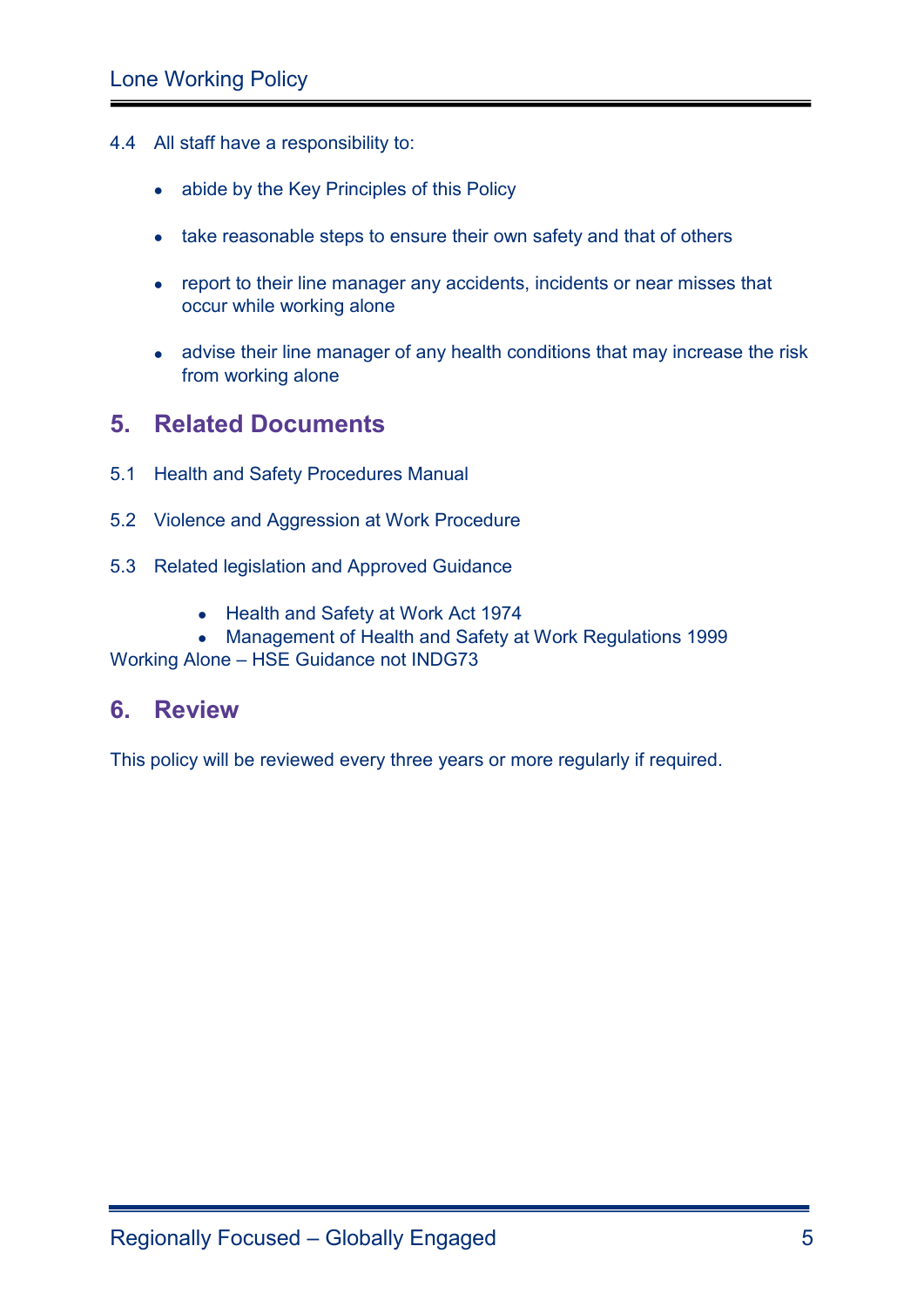4.4 All staff have a responsibility to:

- abide by the Key Principles of this Policy
- take reasonable steps to ensure their own safety and that of others
- report to their line manager any accidents, incidents or near misses that occur while working alone
- advise their line manager of any health conditions that may increase the risk from working alone

## 5. Related Documents

5.1 Health and Safety Procedures Manual

5.2 Violence and Aggression at Work Procedure

5.3 Related legislation and Approved Guidance

- Health and Safety at Work Act 1974
- Management of Health and Safety at Work Regulations 1999

Working Alone – HSE Guidance not INDG73

## 6. Review

This policy will be reviewed every three years or more regularly if required.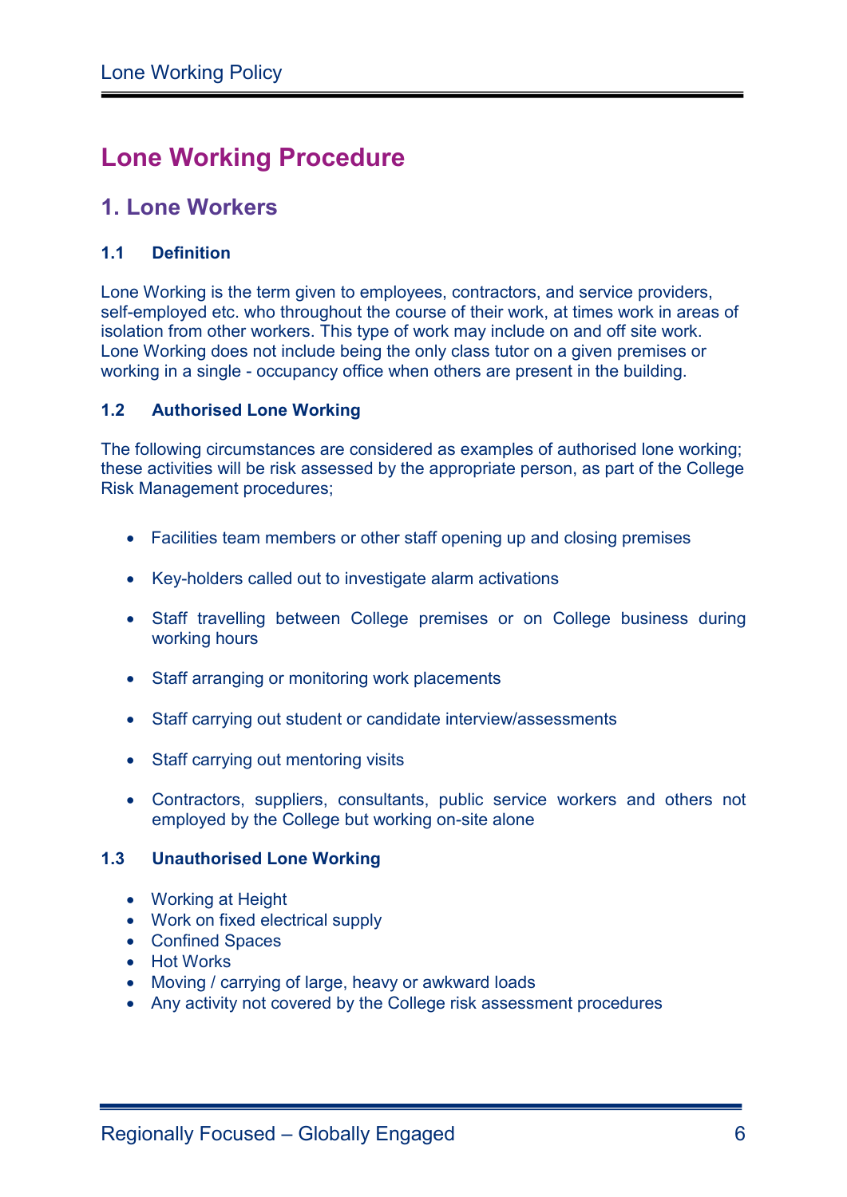# Lone Working Procedure

## 1. Lone Workers

### 1.1 Definition

Lone Working is the term given to employees, contractors, and service providers, self-employed etc. who throughout the course of their work, at times work in areas of isolation from other workers. This type of work may include on and off site work. Lone Working does not include being the only class tutor on a given premises or working in a single - occupancy office when others are present in the building.

### 1.2 Authorised Lone Working

The following circumstances are considered as examples of authorised lone working; these activities will be risk assessed by the appropriate person, as part of the College Risk Management procedures;

- Facilities team members or other staff opening up and closing premises
- Key-holders called out to investigate alarm activations
- Staff travelling between College premises or on College business during working hours
- Staff arranging or monitoring work placements
- Staff carrying out student or candidate interview/assessments
- Staff carrying out mentoring visits
- Contractors, suppliers, consultants, public service workers and others not employed by the College but working on-site alone

### 1.3 Unauthorised Lone Working

- Working at Height
- Work on fixed electrical supply
- Confined Spaces
- Hot Works
- Moving / carrying of large, heavy or awkward loads
- Any activity not covered by the College risk assessment procedures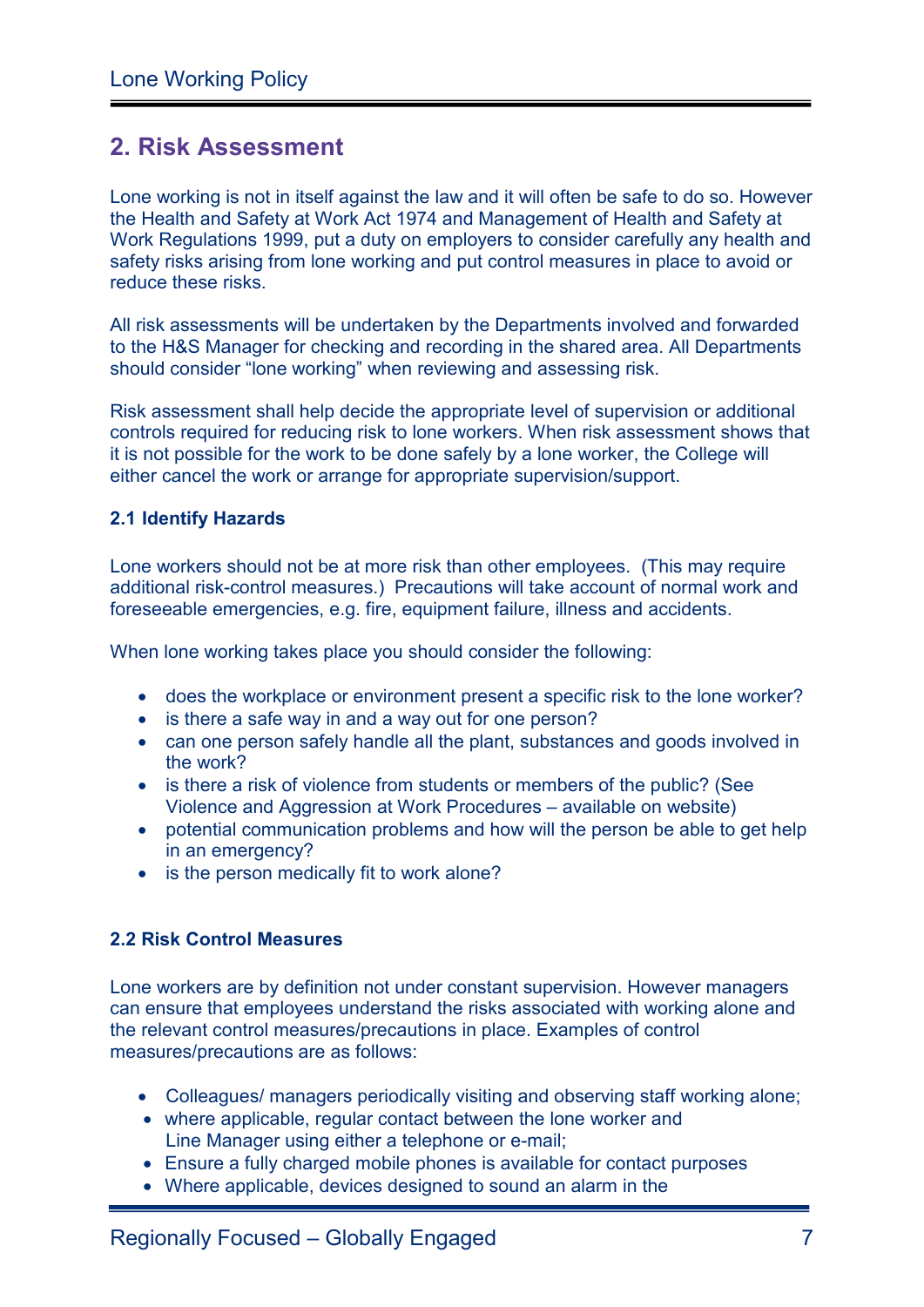## 2. Risk Assessment

Lone working is not in itself against the law and it will often be safe to do so. However the Health and Safety at Work Act 1974 and Management of Health and Safety at Work Regulations 1999, put a duty on employers to consider carefully any health and safety risks arising from lone working and put control measures in place to avoid or reduce these risks.

All risk assessments will be undertaken by the Departments involved and forwarded to the H&S Manager for checking and recording in the shared area. All Departments should consider "lone working" when reviewing and assessing risk.

Risk assessment shall help decide the appropriate level of supervision or additional controls required for reducing risk to lone workers. When risk assessment shows that it is not possible for the work to be done safely by a lone worker, the College will either cancel the work or arrange for appropriate supervision/support.

### 2.1 Identify Hazards

Lone workers should not be at more risk than other employees. (This may require additional risk-control measures.) Precautions will take account of normal work and foreseeable emergencies, e.g. fire, equipment failure, illness and accidents.

When lone working takes place you should consider the following:

- does the workplace or environment present a specific risk to the lone worker?
- is there a safe way in and a way out for one person?
- can one person safely handle all the plant, substances and goods involved in the work?
- is there a risk of violence from students or members of the public? (See Violence and Aggression at Work Procedures – available on website)
- potential communication problems and how will the person be able to get help in an emergency?
- is the person medically fit to work alone?

### 2.2 Risk Control Measures

Lone workers are by definition not under constant supervision. However managers can ensure that employees understand the risks associated with working alone and the relevant control measures/precautions in place. Examples of control measures/precautions are as follows:

- Colleagues/ managers periodically visiting and observing staff working alone;
- where applicable, regular contact between the lone worker and Line Manager using either a telephone or e-mail;
- Ensure a fully charged mobile phones is available for contact purposes
- Where applicable, devices designed to sound an alarm in the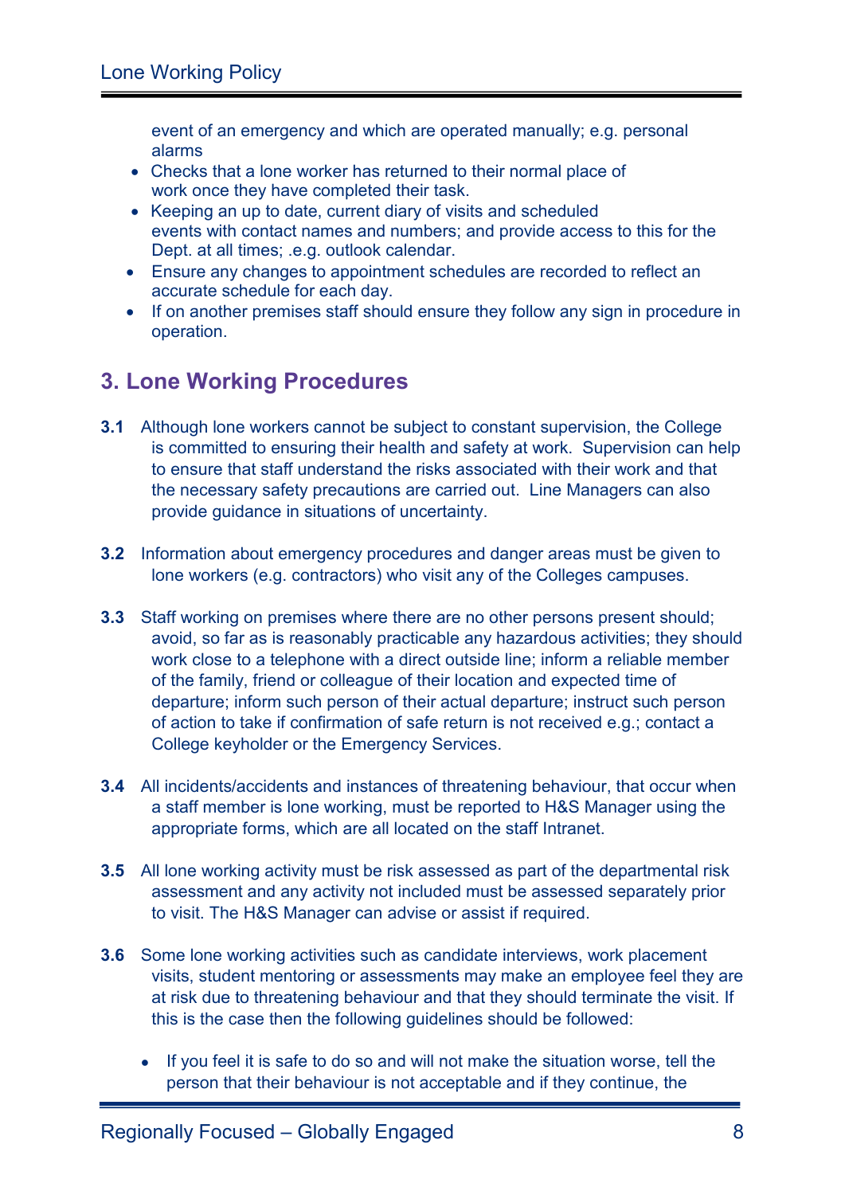event of an emergency and which are operated manually; e.g. personal alarms

- Checks that a lone worker has returned to their normal place of work once they have completed their task.
- Keeping an up to date, current diary of visits and scheduled events with contact names and numbers; and provide access to this for the Dept. at all times; .e.g. outlook calendar.
- Ensure any changes to appointment schedules are recorded to reflect an accurate schedule for each day.
- If on another premises staff should ensure they follow any sign in procedure in operation.

## 3. Lone Working Procedures

**3.1** Although lone workers cannot be subject to constant supervision, the College is committed to ensuring their health and safety at work. Supervision can help to ensure that staff understand the risks associated with their work and that the necessary safety precautions are carried out. Line Managers can also provide guidance in situations of uncertainty.

**3.2** Information about emergency procedures and danger areas must be given to lone workers (e.g. contractors) who visit any of the Colleges campuses.

**3.3** Staff working on premises where there are no other persons present should; avoid, so far as is reasonably practicable any hazardous activities; they should work close to a telephone with a direct outside line; inform a reliable member of the family, friend or colleague of their location and expected time of departure; inform such person of their actual departure; instruct such person of action to take if confirmation of safe return is not received e.g.; contact a College keyholder or the Emergency Services.

**3.4** All incidents/accidents and instances of threatening behaviour, that occur when a staff member is lone working, must be reported to H&S Manager using the appropriate forms, which are all located on the staff Intranet.

**3.5** All lone working activity must be risk assessed as part of the departmental risk assessment and any activity not included must be assessed separately prior to visit. The H&S Manager can advise or assist if required.

**3.6** Some lone working activities such as candidate interviews, work placement visits, student mentoring or assessments may make an employee feel they are at risk due to threatening behaviour and that they should terminate the visit. If this is the case then the following guidelines should be followed:

- If you feel it is safe to do so and will not make the situation worse, tell the person that their behaviour is not acceptable and if they continue, the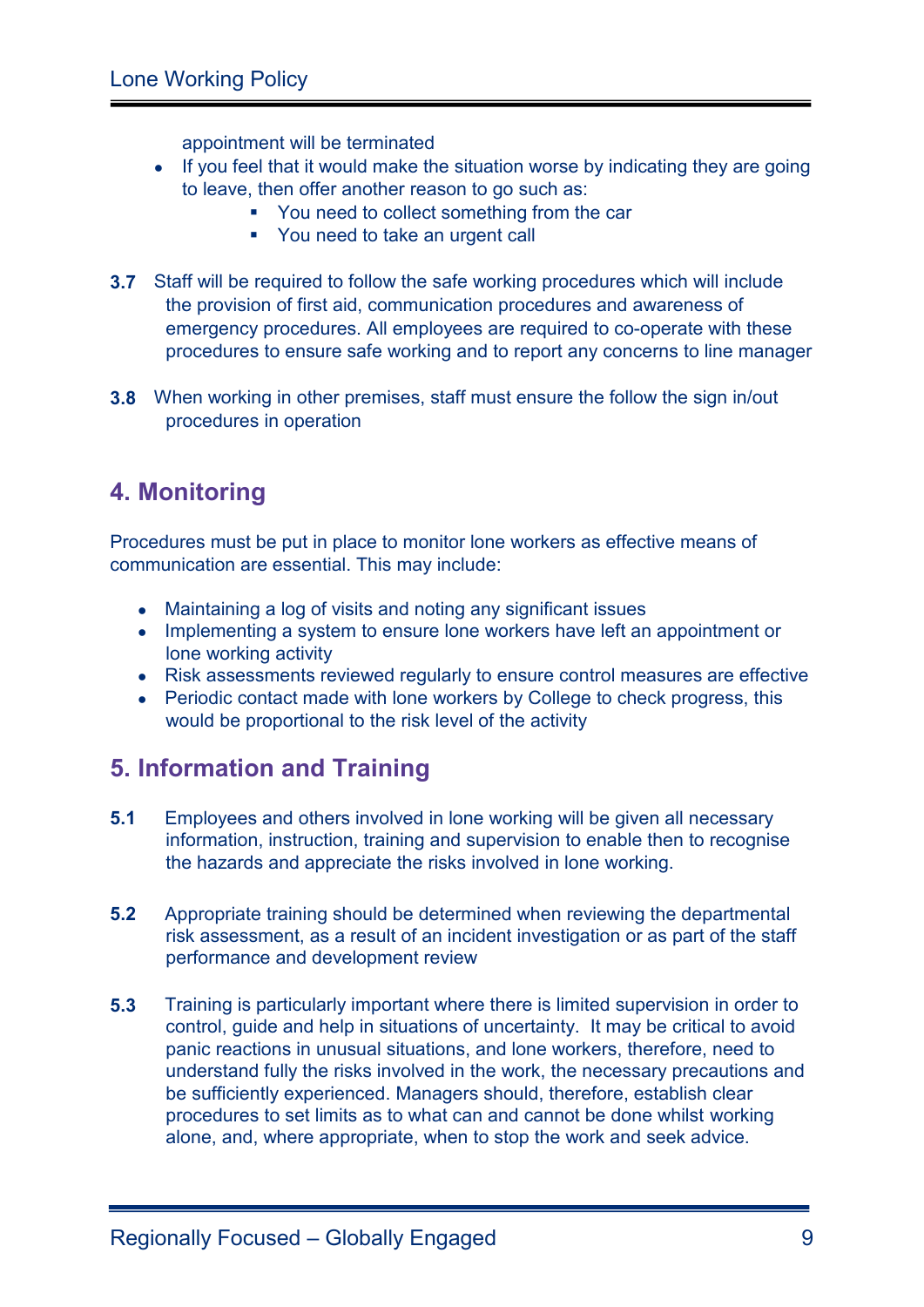appointment will be terminated

- If you feel that it would make the situation worse by indicating they are going to leave, then offer another reason to go such as:
  - You need to collect something from the car
  - You need to take an urgent call

**3.7** Staff will be required to follow the safe working procedures which will include the provision of first aid, communication procedures and awareness of emergency procedures. All employees are required to co-operate with these procedures to ensure safe working and to report any concerns to line manager

**3.8** When working in other premises, staff must ensure the follow the sign in/out procedures in operation

## 4. Monitoring

Procedures must be put in place to monitor lone workers as effective means of communication are essential. This may include:

- Maintaining a log of visits and noting any significant issues
- Implementing a system to ensure lone workers have left an appointment or lone working activity
- Risk assessments reviewed regularly to ensure control measures are effective
- Periodic contact made with lone workers by College to check progress, this would be proportional to the risk level of the activity

## 5. Information and Training

**5.1** Employees and others involved in lone working will be given all necessary information, instruction, training and supervision to enable then to recognise the hazards and appreciate the risks involved in lone working.

**5.2** Appropriate training should be determined when reviewing the departmental risk assessment, as a result of an incident investigation or as part of the staff performance and development review

**5.3** Training is particularly important where there is limited supervision in order to control, guide and help in situations of uncertainty. It may be critical to avoid panic reactions in unusual situations, and lone workers, therefore, need to understand fully the risks involved in the work, the necessary precautions and be sufficiently experienced. Managers should, therefore, establish clear procedures to set limits as to what can and cannot be done whilst working alone, and, where appropriate, when to stop the work and seek advice.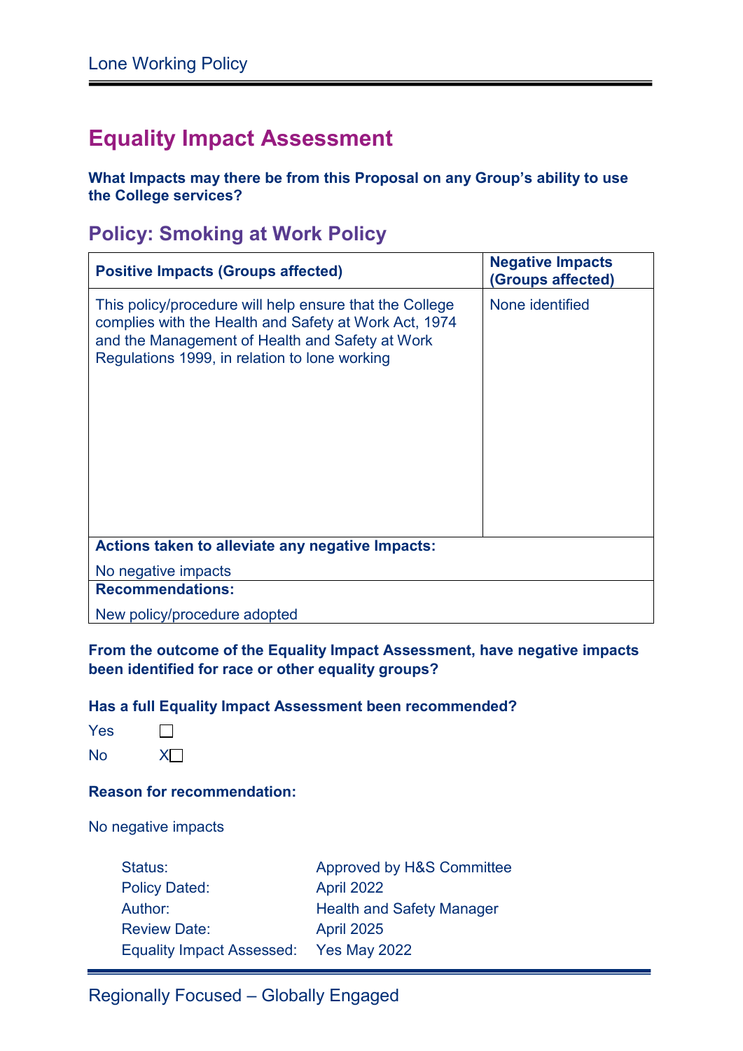# Equality Impact Assessment

**What Impacts may there be from this Proposal on any Group's ability to use the College services?**

## Policy: Smoking at Work Policy

| Positive Impacts (Groups affected) | Negative Impacts (Groups affected) |
|---|---|
| This policy/procedure will help ensure that the College complies with the Health and Safety at Work Act, 1974 and the Management of Health and Safety at Work Regulations 1999, in relation to lone working | None identified |
| **Actions taken to alleviate any negative Impacts:**<br>No negative impacts | |
| **Recommendations:**<br>New policy/procedure adopted | |

**From the outcome of the Equality Impact Assessment, have negative impacts been identified for race or other equality groups?**

**Has a full Equality Impact Assessment been recommended?**

Yes ☐

No X☐

**Reason for recommendation:**

No negative impacts

| | |
|---|---|
| Status: | Approved by H&S Committee |
| Policy Dated: | April 2022 |
| Author: | Health and Safety Manager |
| Review Date: | April 2025 |
| Equality Impact Assessed: | Yes May 2022 |